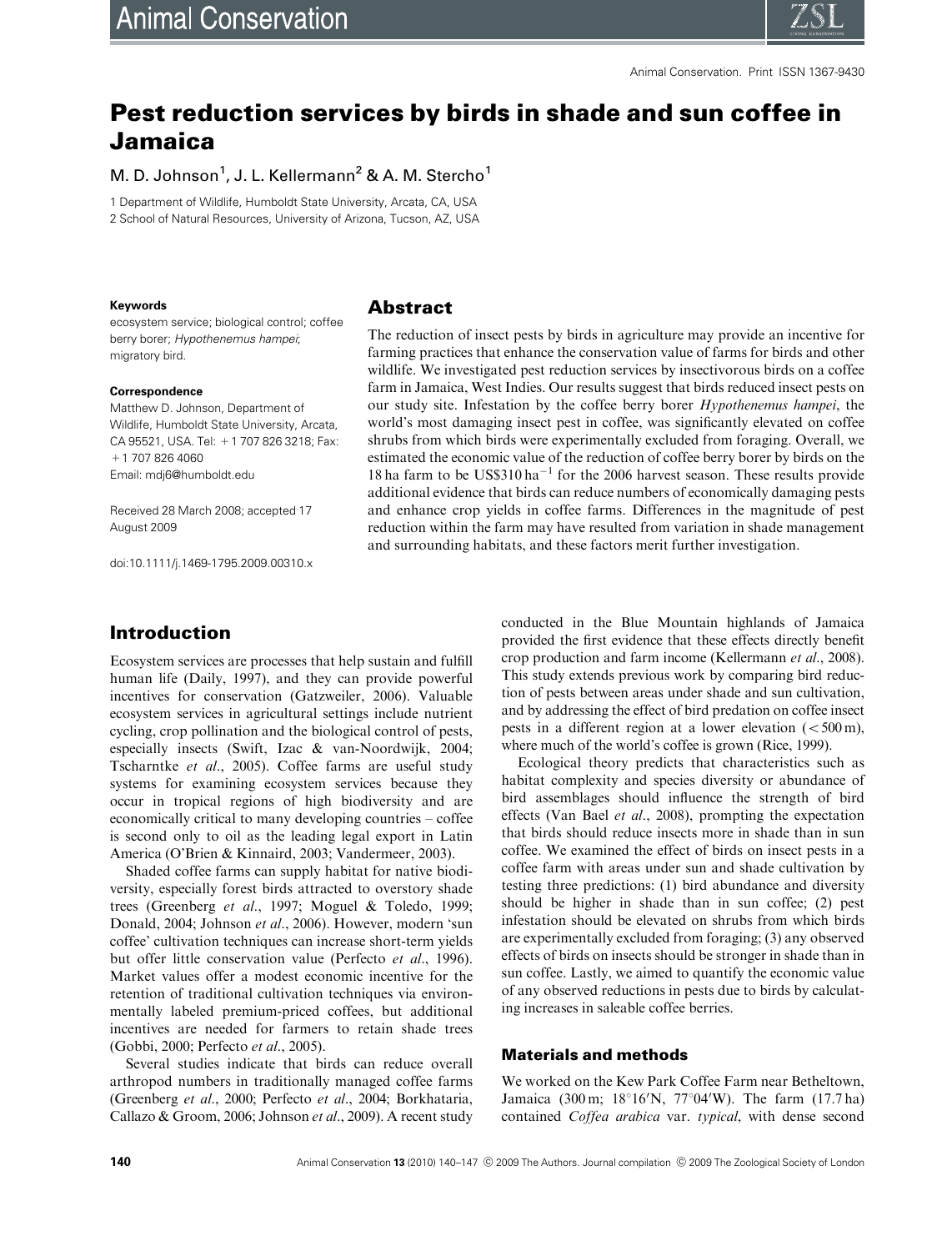# Pest reduction services by birds in shade and sun coffee in Jamaica

M. D. Johnson[1], J. L. Kellermann[2] & A. M. Stercho[1]

1 Department of Wildlife, Humboldt State University, Arcata, CA, USA
2 School of Natural Resources, University of Arizona, Tucson, AZ, USA

**Keywords**
ecosystem service; biological control; coffee berry borer; *Hypothenemus hampei*; migratory bird.

**Correspondence**
Matthew D. Johnson, Department of Wildlife, Humboldt State University, Arcata, CA 95521, USA. Tel: +1 707 826 3218; Fax: +1 707 826 4060
Email: mdj6@humboldt.edu

Received 28 March 2008; accepted 17 August 2009

doi:10.1111/j.1469-1795.2009.00310.x

## Abstract

The reduction of insect pests by birds in agriculture may provide an incentive for farming practices that enhance the conservation value of farms for birds and other wildlife. We investigated pest reduction services by insectivorous birds on a coffee farm in Jamaica, West Indies. Our results suggest that birds reduced insect pests on our study site. Infestation by the coffee berry borer *Hypothenemus hampei*, the world's most damaging insect pest in coffee, was significantly elevated on coffee shrubs from which birds were experimentally excluded from foraging. Overall, we estimated the economic value of the reduction of coffee berry borer by birds on the 18 ha farm to be US\$310 $ha^{-1}$ for the 2006 harvest season. These results provide additional evidence that birds can reduce numbers of economically damaging pests and enhance crop yields in coffee farms. Differences in the magnitude of pest reduction within the farm may have resulted from variation in shade management and surrounding habitats, and these factors merit further investigation.

## Introduction

Ecosystem services are processes that help sustain and fulfill human life (Daily, 1997), and they can provide powerful incentives for conservation (Gatzweiler, 2006). Valuable ecosystem services in agricultural settings include nutrient cycling, crop pollination and the biological control of pests, especially insects (Swift, Izac & van-Noordwijk, 2004; Tscharntke *et al*., 2005). Coffee farms are useful study systems for examining ecosystem services because they occur in tropical regions of high biodiversity and are economically critical to many developing countries – coffee is second only to oil as the leading legal export in Latin America (O'Brien & Kinnaird, 2003; Vandermeer, 2003).

Shaded coffee farms can supply habitat for native biodiversity, especially forest birds attracted to overstory shade trees (Greenberg *et al*., 1997; Moguel & Toledo, 1999; Donald, 2004; Johnson *et al*., 2006). However, modern 'sun coffee' cultivation techniques can increase short-term yields but offer little conservation value (Perfecto *et al*., 1996). Market values offer a modest economic incentive for the retention of traditional cultivation techniques via environmentally labeled premium-priced coffees, but additional incentives are needed for farmers to retain shade trees (Gobbi, 2000; Perfecto *et al*., 2005).

Several studies indicate that birds can reduce overall arthropod numbers in traditionally managed coffee farms (Greenberg *et al*., 2000; Perfecto *et al*., 2004; Borkhataria, Callazo & Groom, 2006; Johnson *et al*., 2009). A recent study conducted in the Blue Mountain highlands of Jamaica provided the first evidence that these effects directly benefit crop production and farm income (Kellermann *et al*., 2008). This study extends previous work by comparing bird reduction of pests between areas under shade and sun cultivation, and by addressing the effect of bird predation on coffee insect pests in a different region at a lower elevation (<500 m), where much of the world's coffee is grown (Rice, 1999).

Ecological theory predicts that characteristics such as habitat complexity and species diversity or abundance of bird assemblages should influence the strength of bird effects (Van Bael *et al*., 2008), prompting the expectation that birds should reduce insects more in shade than in sun coffee. We examined the effect of birds on insect pests in a coffee farm with areas under sun and shade cultivation by testing three predictions: (1) bird abundance and diversity should be higher in shade than in sun coffee; (2) pest infestation should be elevated on shrubs from which birds are experimentally excluded from foraging; (3) any observed effects of birds on insects should be stronger in shade than in sun coffee. Lastly, we aimed to quantify the economic value of any observed reductions in pests due to birds by calculating increases in saleable coffee berries.

### Materials and methods

We worked on the Kew Park Coffee Farm near Betheltown, Jamaica (300 m; 18°16′N, 77°04′W). The farm (17.7 ha) contained *Coffea arabica* var. *typical*, with dense second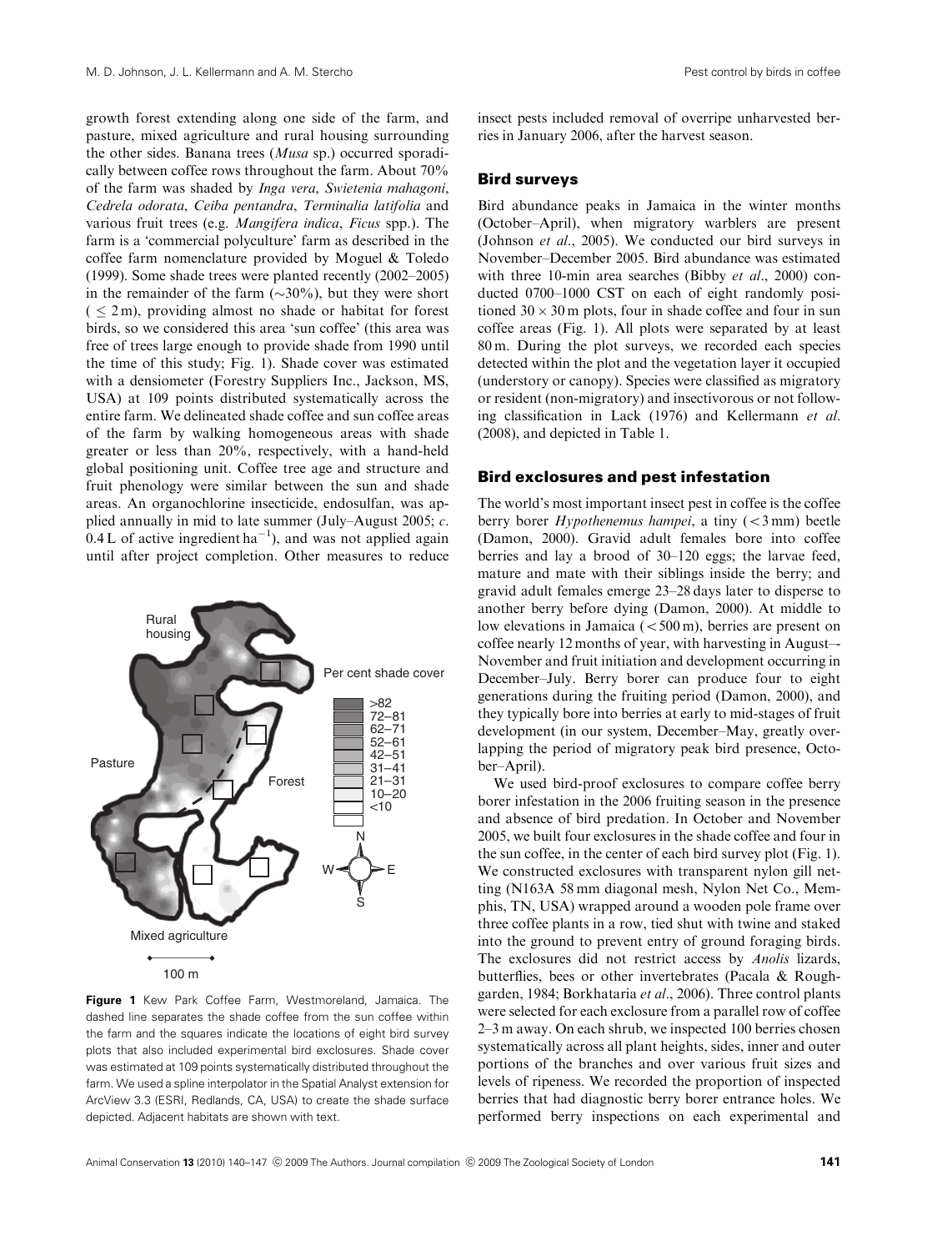growth forest extending along one side of the farm, and pasture, mixed agriculture and rural housing surrounding the other sides. Banana trees (*Musa* sp.) occurred sporadically between coffee rows throughout the farm. About 70% of the farm was shaded by *Inga vera*, *Swietenia mahagoni*, *Cedrela odorata*, *Ceiba pentandra*, *Terminalia latifolia* and various fruit trees (e.g. *Mangifera indica*, *Ficus* spp.). The farm is a 'commercial polyculture' farm as described in the coffee farm nomenclature provided by Moguel & Toledo (1999). Some shade trees were planted recently (2002–2005) in the remainder of the farm (~30%), but they were short ($\leq 2$ m), providing almost no shade or habitat for forest birds, so we considered this area 'sun coffee' (this area was free of trees large enough to provide shade from 1990 until the time of this study; Fig. 1). Shade cover was estimated with a densiometer (Forestry Suppliers Inc., Jackson, MS, USA) at 109 points distributed systematically across the entire farm. We delineated shade coffee and sun coffee areas of the farm by walking homogeneous areas with shade greater or less than 20%, respectively, with a hand-held global positioning unit. Coffee tree age and structure and fruit phenology were similar between the sun and shade areas. An organochlorine insecticide, endosulfan, was applied annually in mid to late summer (July–August 2005; *c*. 0.4 L of active ingredient $ha^{-1}$), and was not applied again until after project completion. Other measures to reduce insect pests included removal of overripe unharvested berries in January 2006, after the harvest season.

**Figure 1** Kew Park Coffee Farm, Westmoreland, Jamaica. The dashed line separates the shade coffee from the sun coffee within the farm and the squares indicate the locations of eight bird survey plots that also included experimental bird exclosures. Shade cover was estimated at 109 points systematically distributed throughout the farm. We used a spline interpolator in the Spatial Analyst extension for ArcView 3.3 (ESRI, Redlands, CA, USA) to create the shade surface depicted. Adjacent habitats are shown with text.

## Bird surveys

Bird abundance peaks in Jamaica in the winter months (October–April), when migratory warblers are present (Johnson *et al*., 2005). We conducted our bird surveys in November–December 2005. Bird abundance was estimated with three 10-min area searches (Bibby *et al*., 2000) conducted 0700–1000 CST on each of eight randomly positioned $30 \times 30$ m plots, four in shade coffee and four in sun coffee areas (Fig. 1). All plots were separated by at least 80 m. During the plot surveys, we recorded each species detected within the plot and the vegetation layer it occupied (understory or canopy). Species were classified as migratory or resident (non-migratory) and insectivorous or not following classification in Lack (1976) and Kellermann *et al*. (2008), and depicted in Table 1.

## Bird exclosures and pest infestation

The world's most important insect pest in coffee is the coffee berry borer *Hypothenemus hampei*, a tiny (<3 mm) beetle (Damon, 2000). Gravid adult females bore into coffee berries and lay a brood of 30–120 eggs; the larvae feed, mature and mate with their siblings inside the berry; and gravid adult females emerge 23–28 days later to disperse to another berry before dying (Damon, 2000). At middle to low elevations in Jamaica (<500 m), berries are present on coffee nearly 12 months of year, with harvesting in August–November and fruit initiation and development occurring in December–July. Berry borer can produce four to eight generations during the fruiting period (Damon, 2000), and they typically bore into berries at early to mid-stages of fruit development (in our system, December–May, greatly overlapping the period of migratory peak bird presence, October–April).

We used bird-proof exclosures to compare coffee berry borer infestation in the 2006 fruiting season in the presence and absence of bird predation. In October and November 2005, we built four exclosures in the shade coffee and four in the sun coffee, in the center of each bird survey plot (Fig. 1). We constructed exclosures with transparent nylon gill netting (N163A 58 mm diagonal mesh, Nylon Net Co., Memphis, TN, USA) wrapped around a wooden pole frame over three coffee plants in a row, tied shut with twine and staked into the ground to prevent entry of ground foraging birds. The exclosures did not restrict access by *Anolis* lizards, butterflies, bees or other invertebrates (Pacala & Roughgarden, 1984; Borkhataria *et al*., 2006). Three control plants were selected for each exclosure from a parallel row of coffee 2–3 m away. On each shrub, we inspected 100 berries chosen systematically across all plant heights, sides, inner and outer portions of the branches and over various fruit sizes and levels of ripeness. We recorded the proportion of inspected berries that had diagnostic berry borer entrance holes. We performed berry inspections on each experimental and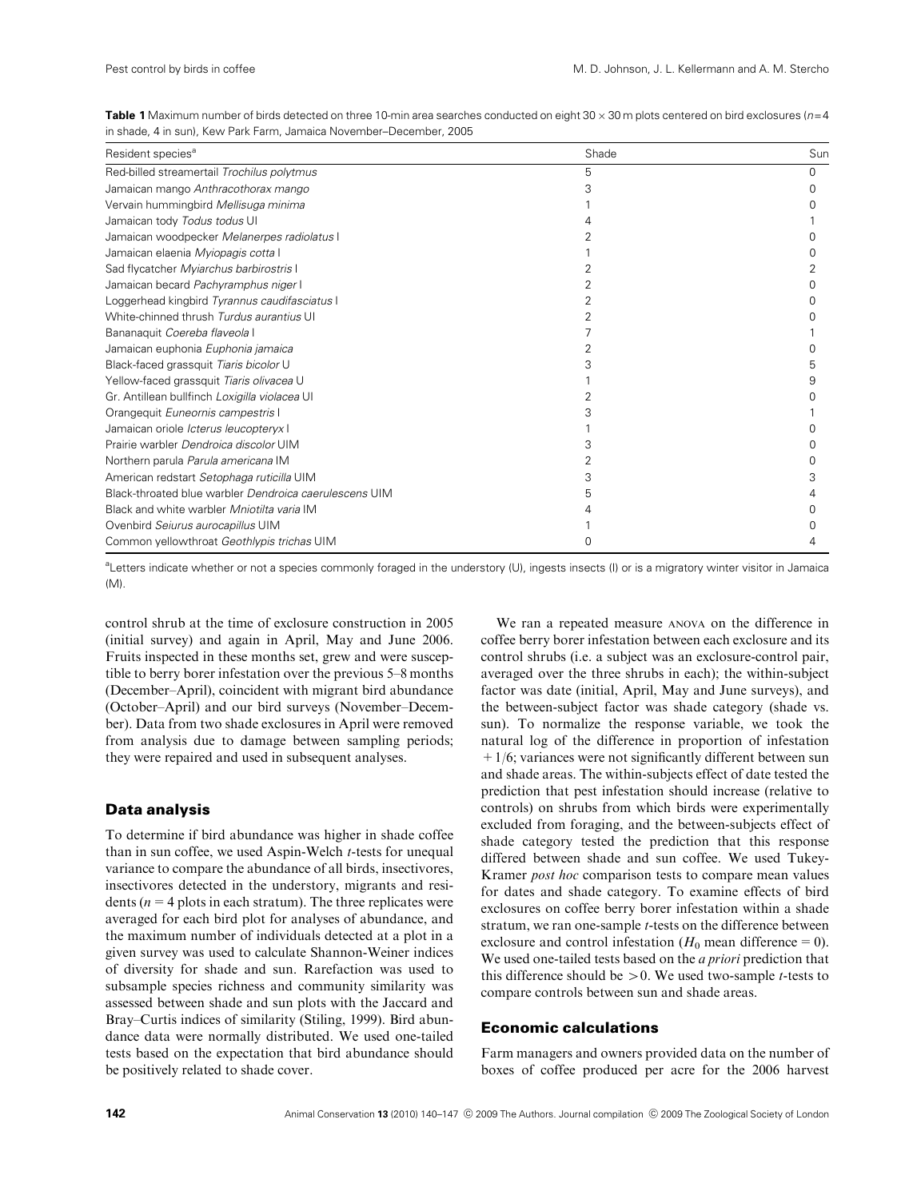**Table 1** Maximum number of birds detected on three 10-min area searches conducted on eight 30 × 30 m plots centered on bird exclosures ($n=4$ in shade, 4 in sun), Kew Park Farm, Jamaica November–December, 2005

| Resident species[a] | Shade | Sun |
|---|---|---|
| Red-billed streamertail *Trochilus polytmus* | 5 | 0 |
| Jamaican mango *Anthracothorax mango* | 3 | 0 |
| Vervain hummingbird *Mellisuga minima* | 1 | 0 |
| Jamaican tody *Todus todus* UI | 4 | 1 |
| Jamaican woodpecker *Melanerpes radiolatus* I | 2 | 0 |
| Jamaican elaenia *Myiopagis cotta* I | 1 | 0 |
| Sad flycatcher *Myiarchus barbirostris* I | 2 | 2 |
| Jamaican becard *Pachyramphus niger* I | 2 | 0 |
| Loggerhead kingbird *Tyrannus caudifasciatus* I | 2 | 0 |
| White-chinned thrush *Turdus aurantius* UI | 2 | 0 |
| Bananaquit *Coereba flaveola* I | 7 | 1 |
| Jamaican euphonia *Euphonia jamaica* | 2 | 0 |
| Black-faced grassquit *Tiaris bicolor* U | 3 | 5 |
| Yellow-faced grassquit *Tiaris olivacea* U | 1 | 9 |
| Gr. Antillean bullfinch *Loxigilla violacea* UI | 2 | 0 |
| Orangequit *Euneornis campestris* I | 3 | 1 |
| Jamaican oriole *Icterus leucopteryx* I | 1 | 0 |
| Prairie warbler *Dendroica discolor* UIM | 3 | 0 |
| Northern parula *Parula americana* IM | 2 | 0 |
| American redstart *Setophaga ruticilla* UIM | 3 | 3 |
| Black-throated blue warbler *Dendroica caerulescens* UIM | 5 | 4 |
| Black and white warbler *Mniotilta varia* IM | 4 | 0 |
| Ovenbird *Seiurus aurocapillus* UIM | 1 | 0 |
| Common yellowthroat *Geothlypis trichas* UIM | 0 | 4 |

[a]Letters indicate whether or not a species commonly foraged in the understory (U), ingests insects (I) or is a migratory winter visitor in Jamaica (M).

control shrub at the time of exclosure construction in 2005 (initial survey) and again in April, May and June 2006. Fruits inspected in these months set, grew and were susceptible to berry borer infestation over the previous 5–8 months (December–April), coincident with migrant bird abundance (October–April) and our bird surveys (November–December). Data from two shade exclosures in April were removed from analysis due to damage between sampling periods; they were repaired and used in subsequent analyses.

## Data analysis

To determine if bird abundance was higher in shade coffee than in sun coffee, we used Aspin-Welch *t*-tests for unequal variance to compare the abundance of all birds, insectivores, insectivores detected in the understory, migrants and residents ($n=4$ plots in each stratum). The three replicates were averaged for each bird plot for analyses of abundance, and the maximum number of individuals detected at a plot in a given survey was used to calculate Shannon-Weiner indices of diversity for shade and sun. Rarefaction was used to subsample species richness and community similarity was assessed between shade and sun plots with the Jaccard and Bray–Curtis indices of similarity (Stiling, 1999). Bird abundance data were normally distributed. We used one-tailed tests based on the expectation that bird abundance should be positively related to shade cover.

We ran a repeated measure ANOVA on the difference in coffee berry borer infestation between each exclosure and its control shrubs (i.e. a subject was an exclosure-control pair, averaged over the three shrubs in each); the within-subject factor was date (initial, April, May and June surveys), and the between-subject factor was shade category (shade vs. sun). To normalize the response variable, we took the natural log of the difference in proportion of infestation $+1/6$; variances were not significantly different between sun and shade areas. The within-subjects effect of date tested the prediction that pest infestation should increase (relative to controls) on shrubs from which birds were experimentally excluded from foraging, and the between-subjects effect of shade category tested the prediction that this response differed between shade and sun coffee. We used Tukey-Kramer *post hoc* comparison tests to compare mean values for dates and shade category. To examine effects of bird exclosures on coffee berry borer infestation within a shade stratum, we ran one-sample *t*-tests on the difference between exclosure and control infestation ($H_0$ mean difference $=0$). We used one-tailed tests based on the *a priori* prediction that this difference should be $>0$. We used two-sample *t*-tests to compare controls between sun and shade areas.

## Economic calculations

Farm managers and owners provided data on the number of boxes of coffee produced per acre for the 2006 harvest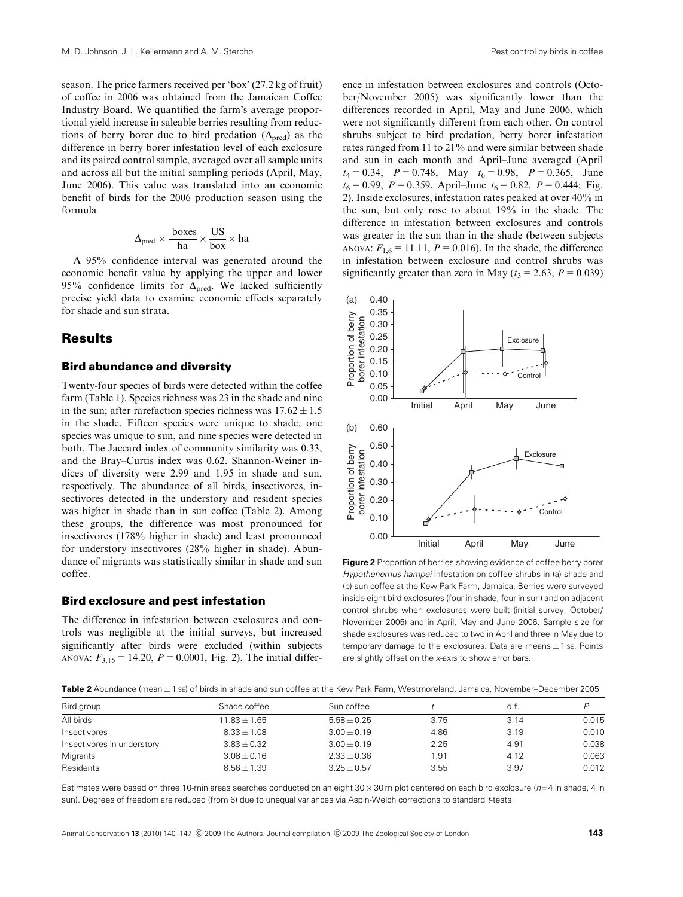season. The price farmers received per 'box' (27.2 kg of fruit) of coffee in 2006 was obtained from the Jamaican Coffee Industry Board. We quantified the farm's average proportional yield increase in saleable berries resulting from reductions of berry borer due to bird predation ($\Delta_{pred}$) as the difference in berry borer infestation level of each exclosure and its paired control sample, averaged over all sample units and across all but the initial sampling periods (April, May, June 2006). This value was translated into an economic benefit of birds for the 2006 production season using the formula

$$\Delta_{pred} \times \frac{\text{boxes}}{\text{ha}} \times \frac{\text{US}}{\text{box}} \times \text{ha}$$

A 95% confidence interval was generated around the economic benefit value by applying the upper and lower 95% confidence limits for $\Delta_{pred}$. We lacked sufficiently precise yield data to examine economic effects separately for shade and sun strata.

## Results

### Bird abundance and diversity

Twenty-four species of birds were detected within the coffee farm (Table 1). Species richness was 23 in the shade and nine in the sun; after rarefaction species richness was $17.62 \pm 1.5$ in the shade. Fifteen species were unique to shade, one species was unique to sun, and nine species were detected in both. The Jaccard index of community similarity was 0.33, and the Bray–Curtis index was 0.62. Shannon-Weiner indices of diversity were 2.99 and 1.95 in shade and sun, respectively. The abundance of all birds, insectivores, insectivores detected in the understory and resident species was higher in shade than in sun coffee (Table 2). Among these groups, the difference was most pronounced for insectivores (178% higher in shade) and least pronounced for understory insectivores (28% higher in shade). Abundance of migrants was statistically similar in shade and sun coffee.

### Bird exclosure and pest infestation

The difference in infestation between exclosures and controls was negligible at the initial surveys, but increased significantly after birds were excluded (within subjects ANOVA: $F_{3,15} = 14.20$, $P = 0.0001$, Fig. 2). The initial difference in infestation between exclosures and controls (October/November 2005) was significantly lower than the differences recorded in April, May and June 2006, which were not significantly different from each other. On control shrubs subject to bird predation, berry borer infestation rates ranged from 11 to 21% and were similar between shade and sun in each month and April–June averaged (April $t_4 = 0.34$, $P = 0.748$, May $t_6 = 0.98$, $P = 0.365$, June $t_6 = 0.99$, $P = 0.359$, April–June $t_6 = 0.82$, $P = 0.444$; Fig. 2). Inside exclosures, infestation rates peaked at over 40% in the sun, but only rose to about 19% in the shade. The difference in infestation between exclosures and controls was greater in the sun than in the shade (between subjects ANOVA: $F_{1,6} = 11.11$, $P = 0.016$). In the shade, the difference in infestation between exclosure and control shrubs was significantly greater than zero in May ($t_3 = 2.63$, $P = 0.039$)

**Figure 2** Proportion of berries showing evidence of coffee berry borer *Hypothenemus hampei* infestation on coffee shrubs in (a) shade and (b) sun coffee at the Kew Park Farm, Jamaica. Berries were surveyed inside eight bird exclosures (four in shade, four in sun) and on adjacent control shrubs when exclosures were built (initial survey, October/November 2005) and in April, May and June 2006. Sample size for shade exclosures was reduced to two in April and three in May due to temporary damage to the exclosures. Data are means ± 1 SE. Points are slightly offset on the x-axis to show error bars.

**Table 2** Abundance (mean ± 1 SE) of birds in shade and sun coffee at the Kew Park Farm, Westmoreland, Jamaica, November–December 2005

| Bird group | Shade coffee | Sun coffee | $t$ | d.f. | $P$ |
|---|---|---|---|---|---|
| All birds | 11.83 ± 1.65 | 5.58 ± 0.25 | 3.75 | 3.14 | 0.015 |
| Insectivores | 8.33 ± 1.08 | 3.00 ± 0.19 | 4.86 | 3.19 | 0.010 |
| Insectivores in understory | 3.83 ± 0.32 | 3.00 ± 0.19 | 2.25 | 4.91 | 0.038 |
| Migrants | 3.08 ± 0.16 | 2.33 ± 0.36 | 1.91 | 4.12 | 0.063 |
| Residents | 8.56 ± 1.39 | 3.25 ± 0.57 | 3.55 | 3.97 | 0.012 |

Estimates were based on three 10-min areas searches conducted on an eight 30 × 30 m plot centered on each bird exclosure ($n$=4 in shade, 4 in sun). Degrees of freedom are reduced (from 6) due to unequal variances via Aspin-Welch corrections to standard $t$-tests.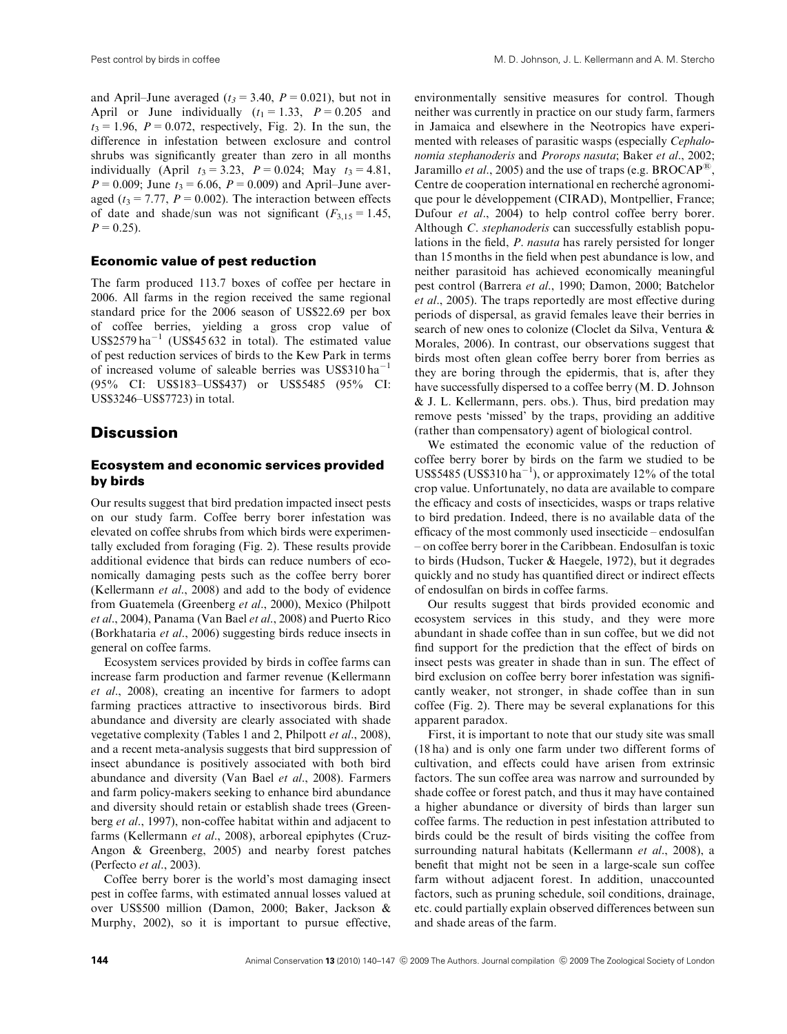and April–June averaged ($t_3 = 3.40$, $P = 0.021$), but not in April or June individually ($t_1 = 1.33$, $P = 0.205$ and $t_3 = 1.96$, $P = 0.072$, respectively, Fig. 2). In the sun, the difference in infestation between exclosure and control shrubs was significantly greater than zero in all months individually (April $t_3 = 3.23$, $P = 0.024$; May $t_3 = 4.81$, $P = 0.009$; June $t_3 = 6.06$, $P = 0.009$) and April–June averaged ($t_3 = 7.77$, $P = 0.002$). The interaction between effects of date and shade/sun was not significant ($F_{3,15} = 1.45$, $P = 0.25$).

### Economic value of pest reduction

The farm produced 113.7 boxes of coffee per hectare in 2006. All farms in the region received the same regional standard price for the 2006 season of US\$22.69 per box of coffee berries, yielding a gross crop value of US\$2579 $ha^{-1}$ (US\$45 632 in total). The estimated value of pest reduction services of birds to the Kew Park in terms of increased volume of saleable berries was US\$310 $ha^{-1}$ (95% CI: US\$183–US\$437) or US\$5485 (95% CI: US\$3246–US\$7723) in total.

## Discussion

### Ecosystem and economic services provided by birds

Our results suggest that bird predation impacted insect pests on our study farm. Coffee berry borer infestation was elevated on coffee shrubs from which birds were experimentally excluded from foraging (Fig. 2). These results provide additional evidence that birds can reduce numbers of economically damaging pests such as the coffee berry borer (Kellermann *et al*., 2008) and add to the body of evidence from Guatemela (Greenberg *et al*., 2000), Mexico (Philpott *et al*., 2004), Panama (Van Bael *et al*., 2008) and Puerto Rico (Borkhataria *et al*., 2006) suggesting birds reduce insects in general on coffee farms.

Ecosystem services provided by birds in coffee farms can increase farm production and farmer revenue (Kellermann *et al*., 2008), creating an incentive for farmers to adopt farming practices attractive to insectivorous birds. Bird abundance and diversity are clearly associated with shade vegetative complexity (Tables 1 and 2, Philpott *et al*., 2008), and a recent meta-analysis suggests that bird suppression of insect abundance is positively associated with both bird abundance and diversity (Van Bael *et al*., 2008). Farmers and farm policy-makers seeking to enhance bird abundance and diversity should retain or establish shade trees (Greenberg *et al*., 1997), non-coffee habitat within and adjacent to farms (Kellermann *et al*., 2008), arboreal epiphytes (Cruz-Angon & Greenberg, 2005) and nearby forest patches (Perfecto *et al*., 2003).

Coffee berry borer is the world's most damaging insect pest in coffee farms, with estimated annual losses valued at over US\$500 million (Damon, 2000; Baker, Jackson & Murphy, 2002), so it is important to pursue effective, environmentally sensitive measures for control. Though neither was currently in practice on our study farm, farmers in Jamaica and elsewhere in the Neotropics have experimented with releases of parasitic wasps (especially *Cephalonomia stephanoderis* and *Prorops nasuta*; Baker *et al*., 2002; Jaramillo *et al*., 2005) and the use of traps (e.g. BROCAP®, Centre de cooperation international en recherché agronomique pour le développement (CIRAD), Montpellier, France; Dufour *et al*., 2004) to help control coffee berry borer. Although *C. stephanoderis* can successfully establish populations in the field, *P. nasuta* has rarely persisted for longer than 15 months in the field when pest abundance is low, and neither parasitoid has achieved economically meaningful pest control (Barrera *et al*., 1990; Damon, 2000; Batchelor *et al*., 2005). The traps reportedly are most effective during periods of dispersal, as gravid females leave their berries in search of new ones to colonize (Cloclet da Silva, Ventura & Morales, 2006). In contrast, our observations suggest that birds most often glean coffee berry borer from berries as they are boring through the epidermis, that is, after they have successfully dispersed to a coffee berry (M. D. Johnson & J. L. Kellermann, pers. obs.). Thus, bird predation may remove pests 'missed' by the traps, providing an additive (rather than compensatory) agent of biological control.

We estimated the economic value of the reduction of coffee berry borer by birds on the farm we studied to be US\$5485 (US\$310 $ha^{-1}$), or approximately 12% of the total crop value. Unfortunately, no data are available to compare the efficacy and costs of insecticides, wasps or traps relative to bird predation. Indeed, there is no available data of the efficacy of the most commonly used insecticide – endosulfan – on coffee berry borer in the Caribbean. Endosulfan is toxic to birds (Hudson, Tucker & Haegele, 1972), but it degrades quickly and no study has quantified direct or indirect effects of endosulfan on birds in coffee farms.

Our results suggest that birds provided economic and ecosystem services in this study, and they were more abundant in shade coffee than in sun coffee, but we did not find support for the prediction that the effect of birds on insect pests was greater in shade than in sun. The effect of bird exclusion on coffee berry borer infestation was significantly weaker, not stronger, in shade coffee than in sun coffee (Fig. 2). There may be several explanations for this apparent paradox.

First, it is important to note that our study site was small (18 ha) and is only one farm under two different forms of cultivation, and effects could have arisen from extrinsic factors. The sun coffee area was narrow and surrounded by shade coffee or forest patch, and thus it may have contained a higher abundance or diversity of birds than larger sun coffee farms. The reduction in pest infestation attributed to birds could be the result of birds visiting the coffee from surrounding natural habitats (Kellermann *et al*., 2008), a benefit that might not be seen in a large-scale sun coffee farm without adjacent forest. In addition, unaccounted factors, such as pruning schedule, soil conditions, drainage, etc. could partially explain observed differences between sun and shade areas of the farm.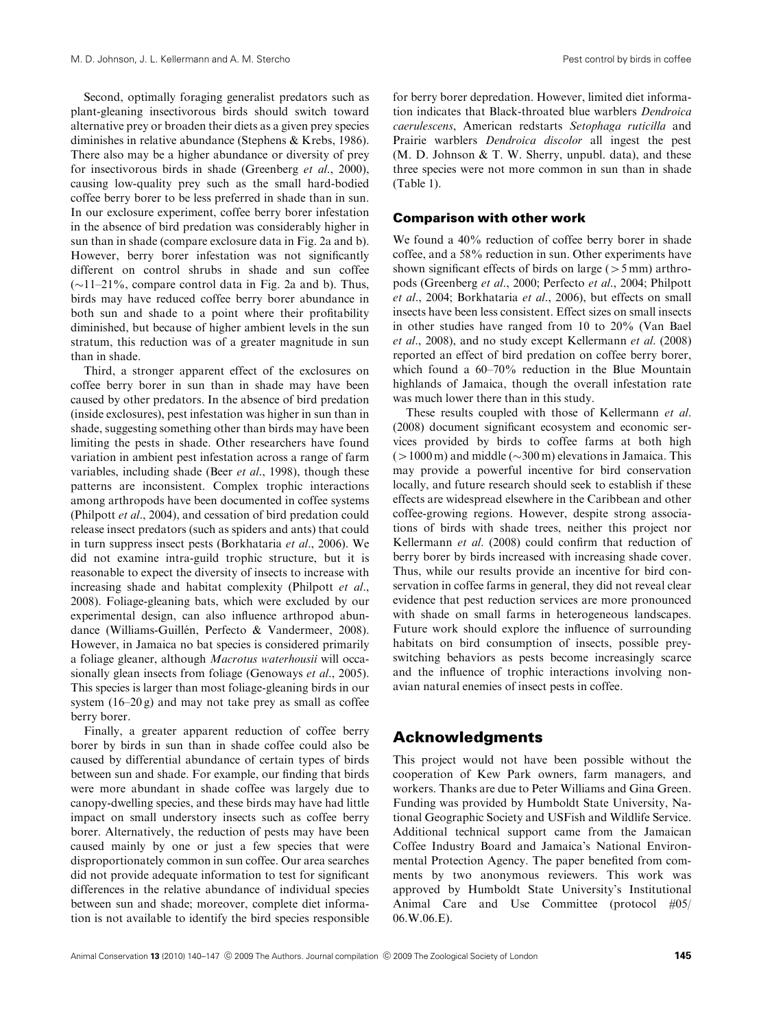Second, optimally foraging generalist predators such as plant-gleaning insectivorous birds should switch toward alternative prey or broaden their diets as a given prey species diminishes in relative abundance (Stephens & Krebs, 1986). There also may be a higher abundance or diversity of prey for insectivorous birds in shade (Greenberg *et al.*, 2000), causing low-quality prey such as the small hard-bodied coffee berry borer to be less preferred in shade than in sun. In our exclosure experiment, coffee berry borer infestation in the absence of bird predation was considerably higher in sun than in shade (compare exclosure data in Fig. 2a and b). However, berry borer infestation was not significantly different on control shrubs in shade and sun coffee (~11–21%, compare control data in Fig. 2a and b). Thus, birds may have reduced coffee berry borer abundance in both sun and shade to a point where their profitability diminished, but because of higher ambient levels in the sun stratum, this reduction was of a greater magnitude in sun than in shade.

Third, a stronger apparent effect of the exclosures on coffee berry borer in sun than in shade may have been caused by other predators. In the absence of bird predation (inside exclosures), pest infestation was higher in sun than in shade, suggesting something other than birds may have been limiting the pests in shade. Other researchers have found variation in ambient pest infestation across a range of farm variables, including shade (Beer *et al.*, 1998), though these patterns are inconsistent. Complex trophic interactions among arthropods have been documented in coffee systems (Philpott *et al.*, 2004), and cessation of bird predation could release insect predators (such as spiders and ants) that could in turn suppress insect pests (Borkhataria *et al.*, 2006). We did not examine intra-guild trophic structure, but it is reasonable to expect the diversity of insects to increase with increasing shade and habitat complexity (Philpott *et al.*, 2008). Foliage-gleaning bats, which were excluded by our experimental design, can also influence arthropod abundance (Williams-Guillén, Perfecto & Vandermeer, 2008). However, in Jamaica no bat species is considered primarily a foliage gleaner, although *Macrotus waterhousii* will occasionally glean insects from foliage (Genoways *et al.*, 2005). This species is larger than most foliage-gleaning birds in our system (16–20 g) and may not take prey as small as coffee berry borer.

Finally, a greater apparent reduction of coffee berry borer by birds in sun than in shade coffee could also be caused by differential abundance of certain types of birds between sun and shade. For example, our finding that birds were more abundant in shade coffee was largely due to canopy-dwelling species, and these birds may have had little impact on small understory insects such as coffee berry borer. Alternatively, the reduction of pests may have been caused mainly by one or just a few species that were disproportionately common in sun coffee. Our area searches did not provide adequate information to test for significant differences in the relative abundance of individual species between sun and shade; moreover, complete diet information is not available to identify the bird species responsible for berry borer depredation. However, limited diet information indicates that Black-throated blue warblers *Dendroica caerulescens*, American redstarts *Setophaga ruticilla* and Prairie warblers *Dendroica discolor* all ingest the pest (M. D. Johnson & T. W. Sherry, unpubl. data), and these three species were not more common in sun than in shade (Table 1).

### Comparison with other work

We found a 40% reduction of coffee berry borer in shade coffee, and a 58% reduction in sun. Other experiments have shown significant effects of birds on large (>5 mm) arthropods (Greenberg *et al.*, 2000; Perfecto *et al.*, 2004; Philpott *et al.*, 2004; Borkhataria *et al.*, 2006), but effects on small insects have been less consistent. Effect sizes on small insects in other studies have ranged from 10 to 20% (Van Bael *et al.*, 2008), and no study except Kellermann *et al.* (2008) reported an effect of bird predation on coffee berry borer, which found a 60–70% reduction in the Blue Mountain highlands of Jamaica, though the overall infestation rate was much lower there than in this study.

These results coupled with those of Kellermann *et al.* (2008) document significant ecosystem and economic services provided by birds to coffee farms at both high (>1000 m) and middle (~300 m) elevations in Jamaica. This may provide a powerful incentive for bird conservation locally, and future research should seek to establish if these effects are widespread elsewhere in the Caribbean and other coffee-growing regions. However, despite strong associations of birds with shade trees, neither this project nor Kellermann *et al.* (2008) could confirm that reduction of berry borer by birds increased with increasing shade cover. Thus, while our results provide an incentive for bird conservation in coffee farms in general, they did not reveal clear evidence that pest reduction services are more pronounced with shade on small farms in heterogeneous landscapes. Future work should explore the influence of surrounding habitats on bird consumption of insects, possible prey-switching behaviors as pests become increasingly scarce and the influence of trophic interactions involving non-avian natural enemies of insect pests in coffee.

## Acknowledgments

This project would not have been possible without the cooperation of Kew Park owners, farm managers, and workers. Thanks are due to Peter Williams and Gina Green. Funding was provided by Humboldt State University, National Geographic Society and USFish and Wildlife Service. Additional technical support came from the Jamaican Coffee Industry Board and Jamaica's National Environmental Protection Agency. The paper benefited from comments by two anonymous reviewers. This work was approved by Humboldt State University's Institutional Animal Care and Use Committee (protocol #05/06.W.06.E).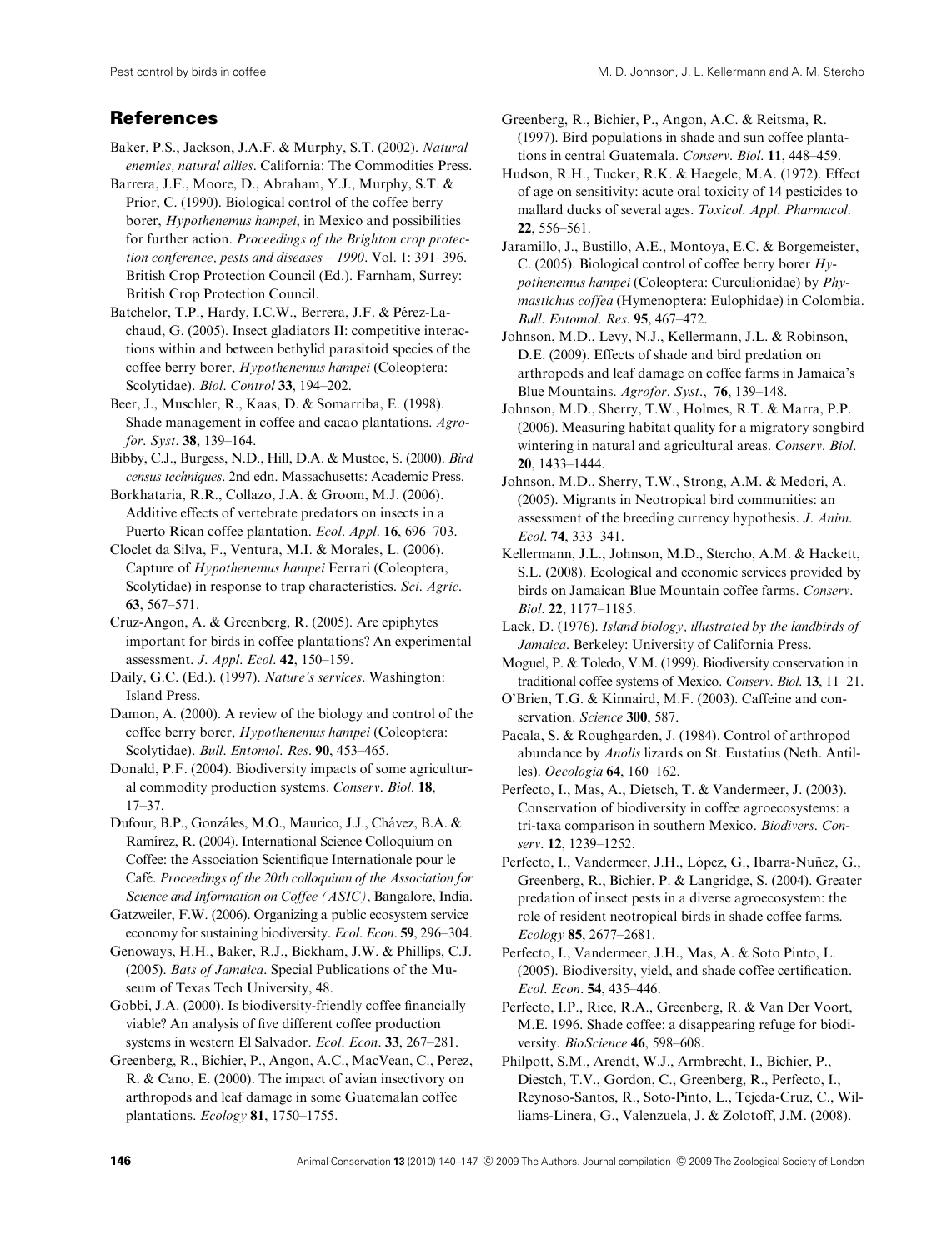## References

Baker, P.S., Jackson, J.A.F. & Murphy, S.T. (2002). *Natural enemies, natural allies*. California: The Commodities Press.

Barrera, J.F., Moore, D., Abraham, Y.J., Murphy, S.T. & Prior, C. (1990). Biological control of the coffee berry borer, *Hypothenemus hampei*, in Mexico and possibilities for further action. *Proceedings of the Brighton crop protection conference, pests and diseases – 1990*. Vol. 1: 391–396. British Crop Protection Council (Ed.). Farnham, Surrey: British Crop Protection Council.

Batchelor, T.P., Hardy, I.C.W., Berrera, J.F. & Pérez-Lachaud, G. (2005). Insect gladiators II: competitive interactions within and between bethylid parasitoid species of the coffee berry borer, *Hypothenemus hampei* (Coleoptera: Scolytidae). *Biol. Control* **33**, 194–202.

Beer, J., Muschler, R., Kaas, D. & Somarriba, E. (1998). Shade management in coffee and cacao plantations. *Agrofor. Syst*. **38**, 139–164.

Bibby, C.J., Burgess, N.D., Hill, D.A. & Mustoe, S. (2000). *Bird census techniques*. 2nd edn. Massachusetts: Academic Press.

Borkhataria, R.R., Collazo, J.A. & Groom, M.J. (2006). Additive effects of vertebrate predators on insects in a Puerto Rican coffee plantation. *Ecol. Appl*. **16**, 696–703.

Cloclet da Silva, F., Ventura, M.I. & Morales, L. (2006). Capture of *Hypothenemus hampei* Ferrari (Coleoptera, Scolytidae) in response to trap characteristics. *Sci. Agric*. **63**, 567–571.

Cruz-Angon, A. & Greenberg, R. (2005). Are epiphytes important for birds in coffee plantations? An experimental assessment. *J. Appl. Ecol*. **42**, 150–159.

Daily, G.C. (Ed.). (1997). *Nature's services*. Washington: Island Press.

Damon, A. (2000). A review of the biology and control of the coffee berry borer, *Hypothenemus hampei* (Coleoptera: Scolytidae). *Bull. Entomol. Res*. **90**, 453–465.

Donald, P.F. (2004). Biodiversity impacts of some agricultural commodity production systems. *Conserv. Biol*. **18**, 17–37.

Dufour, B.P., Gonzáles, M.O., Maurico, J.J., Chávez, B.A. & Ramírez, R. (2004). International Science Colloquium on Coffee: the Association Scientifique Internationale pour le Café. *Proceedings of the 20th colloquium of the Association for Science and Information on Coffee (ASIC)*, Bangalore, India.

Gatzweiler, F.W. (2006). Organizing a public ecosystem service economy for sustaining biodiversity. *Ecol. Econ*. **59**, 296–304.

Genoways, H.H., Baker, R.J., Bickham, J.W. & Phillips, C.J. (2005). *Bats of Jamaica*. Special Publications of the Museum of Texas Tech University, 48.

Gobbi, J.A. (2000). Is biodiversity-friendly coffee financially viable? An analysis of five different coffee production systems in western El Salvador. *Ecol. Econ*. **33**, 267–281.

Greenberg, R., Bichier, P., Angon, A.C., MacVean, C., Perez, R. & Cano, E. (2000). The impact of avian insectivory on arthropods and leaf damage in some Guatemalan coffee plantations. *Ecology* **81**, 1750–1755.

Greenberg, R., Bichier, P., Angon, A.C. & Reitsma, R. (1997). Bird populations in shade and sun coffee plantations in central Guatemala. *Conserv. Biol*. **11**, 448–459.

Hudson, R.H., Tucker, R.K. & Haegele, M.A. (1972). Effect of age on sensitivity: acute oral toxicity of 14 pesticides to mallard ducks of several ages. *Toxicol. Appl. Pharmacol*. **22**, 556–561.

Jaramillo, J., Bustillo, A.E., Montoya, E.C. & Borgemeister, C. (2005). Biological control of coffee berry borer *Hypothenemus hampei* (Coleoptera: Curculionidae) by *Phymastichus coffea* (Hymenoptera: Eulophidae) in Colombia. *Bull. Entomol. Res*. **95**, 467–472.

Johnson, M.D., Levy, N.J., Kellermann, J.L. & Robinson, D.E. (2009). Effects of shade and bird predation on arthropods and leaf damage on coffee farms in Jamaica's Blue Mountains. *Agrofor. Syst*., **76**, 139–148.

Johnson, M.D., Sherry, T.W., Holmes, R.T. & Marra, P.P. (2006). Measuring habitat quality for a migratory songbird wintering in natural and agricultural areas. *Conserv. Biol*. **20**, 1433–1444.

Johnson, M.D., Sherry, T.W., Strong, A.M. & Medori, A. (2005). Migrants in Neotropical bird communities: an assessment of the breeding currency hypothesis. *J. Anim. Ecol*. **74**, 333–341.

Kellermann, J.L., Johnson, M.D., Stercho, A.M. & Hackett, S.L. (2008). Ecological and economic services provided by birds on Jamaican Blue Mountain coffee farms. *Conserv. Biol*. **22**, 1177–1185.

Lack, D. (1976). *Island biology, illustrated by the landbirds of Jamaica*. Berkeley: University of California Press.

Moguel, P. & Toledo, V.M. (1999). Biodiversity conservation in traditional coffee systems of Mexico. *Conserv. Biol*. **13**, 11–21.

O'Brien, T.G. & Kinnaird, M.F. (2003). Caffeine and conservation. *Science* **300**, 587.

Pacala, S. & Roughgarden, J. (1984). Control of arthropod abundance by *Anolis* lizards on St. Eustatius (Neth. Antilles). *Oecologia* **64**, 160–162.

Perfecto, I., Mas, A., Dietsch, T. & Vandermeer, J. (2003). Conservation of biodiversity in coffee agroecosystems: a tri-taxa comparison in southern Mexico. *Biodivers. Conserv*. **12**, 1239–1252.

Perfecto, I., Vandermeer, J.H., López, G., Ibarra-Nuñez, G., Greenberg, R., Bichier, P. & Langridge, S. (2004). Greater predation of insect pests in a diverse agroecosystem: the role of resident neotropical birds in shade coffee farms. *Ecology* **85**, 2677–2681.

Perfecto, I., Vandermeer, J.H., Mas, A. & Soto Pinto, L. (2005). Biodiversity, yield, and shade coffee certification. *Ecol. Econ*. **54**, 435–446.

Perfecto, I.P., Rice, R.A., Greenberg, R. & Van Der Voort, M.E. 1996. Shade coffee: a disappearing refuge for biodiversity. *BioScience* **46**, 598–608.

Philpott, S.M., Arendt, W.J., Armbrecht, I., Bichier, P., Diestch, T.V., Gordon, C., Greenberg, R., Perfecto, I., Reynoso-Santos, R., Soto-Pinto, L., Tejeda-Cruz, C., Williams-Linera, G., Valenzuela, J. & Zolotoff, J.M. (2008).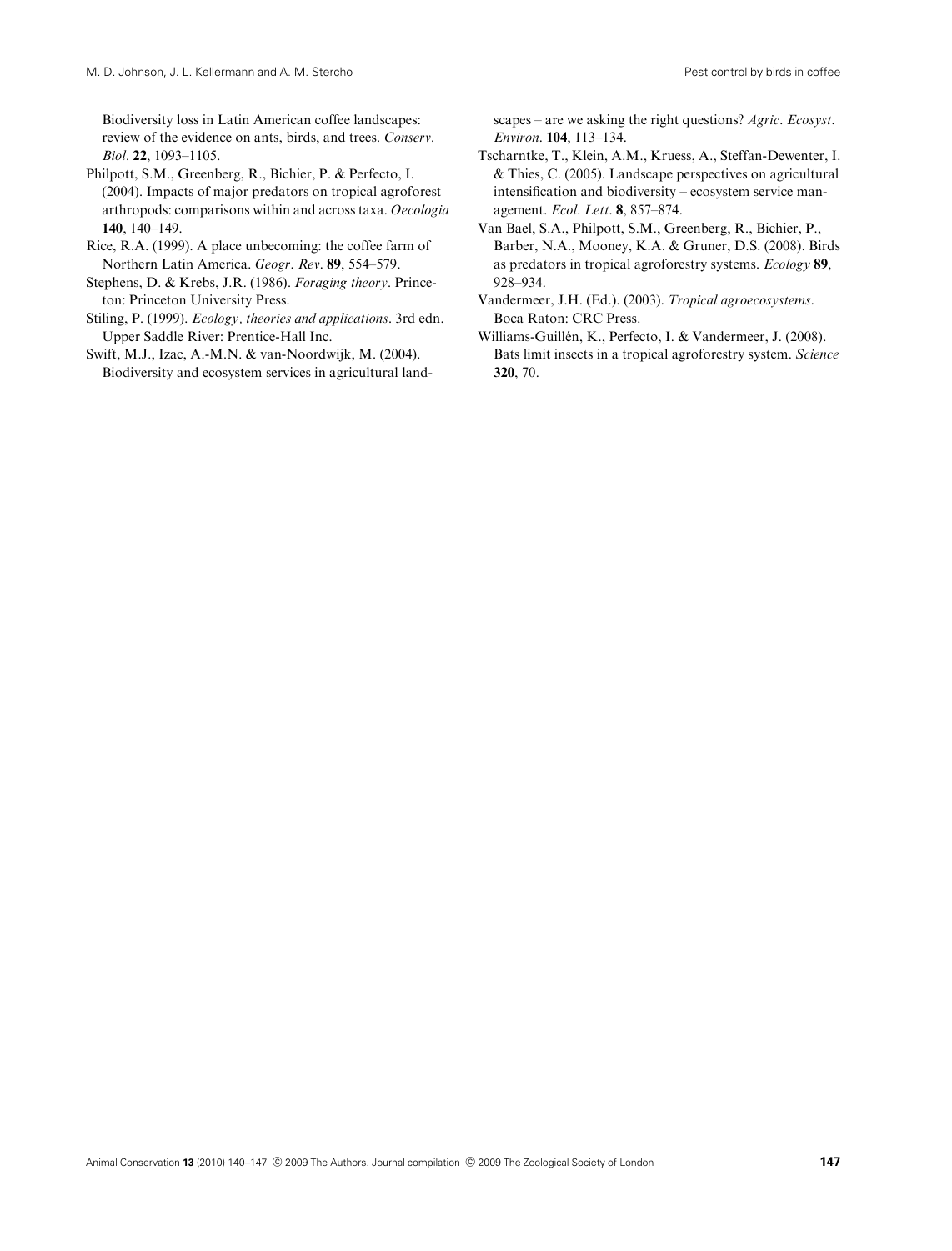Biodiversity loss in Latin American coffee landscapes: review of the evidence on ants, birds, and trees. *Conserv. Biol*. **22**, 1093–1105.

Philpott, S.M., Greenberg, R., Bichier, P. & Perfecto, I. (2004). Impacts of major predators on tropical agroforest arthropods: comparisons within and across taxa. *Oecologia* **140**, 140–149.

Rice, R.A. (1999). A place unbecoming: the coffee farm of Northern Latin America. *Geogr. Rev*. **89**, 554–579.

Stephens, D. & Krebs, J.R. (1986). *Foraging theory*. Princeton: Princeton University Press.

Stiling, P. (1999). *Ecology, theories and applications*. 3rd edn. Upper Saddle River: Prentice-Hall Inc.

Swift, M.J., Izac, A.-M.N. & van-Noordwijk, M. (2004). Biodiversity and ecosystem services in agricultural landscapes – are we asking the right questions? *Agric. Ecosyst. Environ*. **104**, 113–134.

Tscharntke, T., Klein, A.M., Kruess, A., Steffan-Dewenter, I. & Thies, C. (2005). Landscape perspectives on agricultural intensification and biodiversity – ecosystem service management. *Ecol. Lett*. **8**, 857–874.

Van Bael, S.A., Philpott, S.M., Greenberg, R., Bichier, P., Barber, N.A., Mooney, K.A. & Gruner, D.S. (2008). Birds as predators in tropical agroforestry systems. *Ecology* **89**, 928–934.

Vandermeer, J.H. (Ed.). (2003). *Tropical agroecosystems*. Boca Raton: CRC Press.

Williams-Guillén, K., Perfecto, I. & Vandermeer, J. (2008). Bats limit insects in a tropical agroforestry system. *Science* **320**, 70.